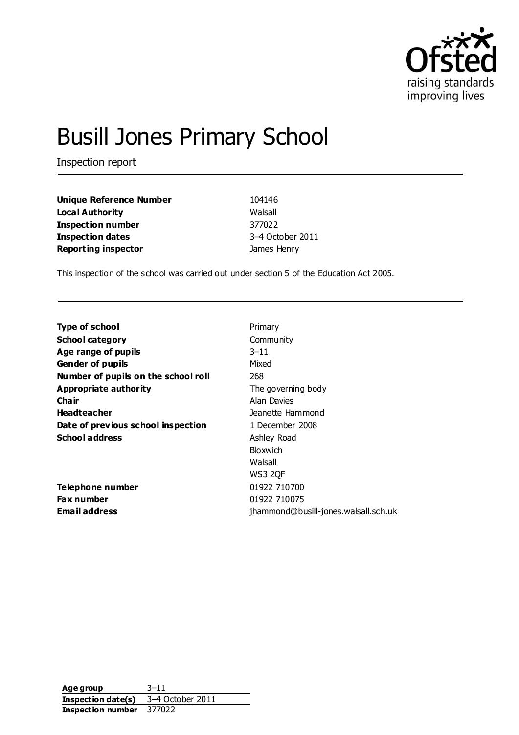Ofsted
raising standards
improving lives

# Busill Jones Primary School

Inspection report

| | |
|---|---|
| **Unique Reference Number** | 104146 |
| **Local Authority** | Walsall |
| **Inspection number** | 377022 |
| **Inspection dates** | 3–4 October 2011 |
| **Reporting inspector** | James Henry |

This inspection of the school was carried out under section 5 of the Education Act 2005.

| | |
|---|---|
| **Type of school** | Primary |
| **School category** | Community |
| **Age range of pupils** | 3–11 |
| **Gender of pupils** | Mixed |
| **Number of pupils on the school roll** | 268 |
| **Appropriate authority** | The governing body |
| **Chair** | Alan Davies |
| **Headteacher** | Jeanette Hammond |
| **Date of previous school inspection** | 1 December 2008 |
| **School address** | Ashley Road<br>Bloxwich<br>Walsall<br>WS3 2QF |
| **Telephone number** | 01922 710700 |
| **Fax number** | 01922 710075 |
| **Email address** | jhammond@busill-jones.walsall.sch.uk |

| | |
|---|---|
| **Age group** | 3–11 |
| **Inspection date(s)** | 3–4 October 2011 |
| **Inspection number** | 377022 |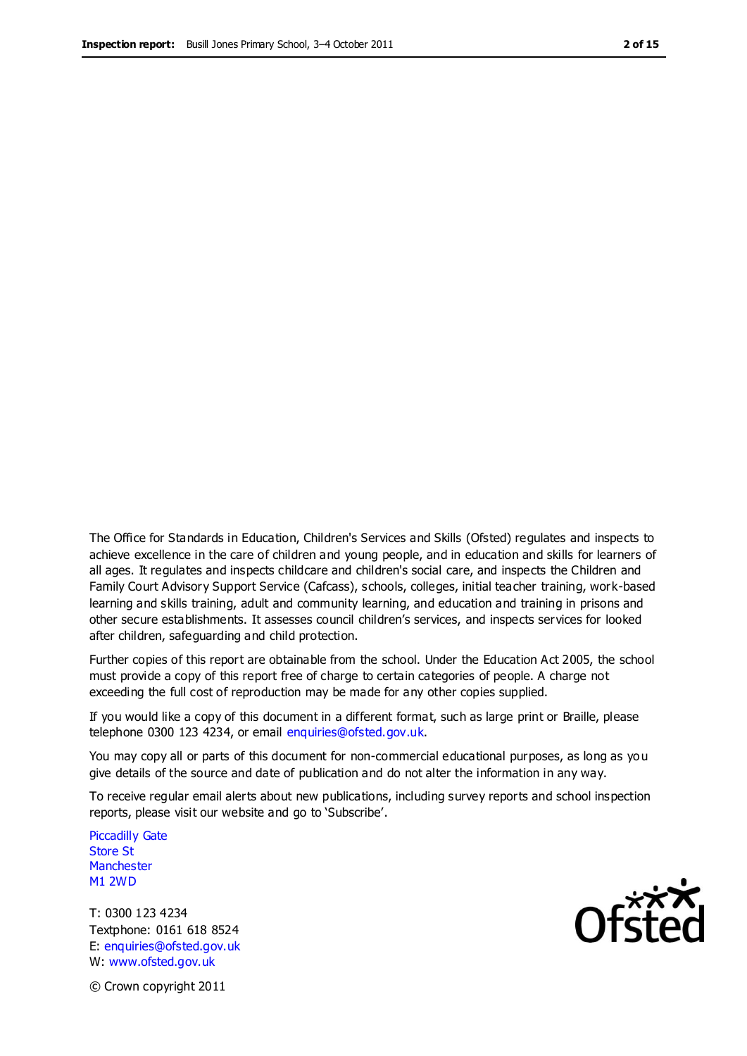The Office for Standards in Education, Children's Services and Skills (Ofsted) regulates and inspects to achieve excellence in the care of children and young people, and in education and skills for learners of all ages. It regulates and inspects childcare and children's social care, and inspects the Children and Family Court Advisory Support Service (Cafcass), schools, colleges, initial teacher training, work-based learning and skills training, adult and community learning, and education and training in prisons and other secure establishments. It assesses council children's services, and inspects services for looked after children, safeguarding and child protection.

Further copies of this report are obtainable from the school. Under the Education Act 2005, the school must provide a copy of this report free of charge to certain categories of people. A charge not exceeding the full cost of reproduction may be made for any other copies supplied.

If you would like a copy of this document in a different format, such as large print or Braille, please telephone 0300 123 4234, or email enquiries@ofsted.gov.uk.

You may copy all or parts of this document for non-commercial educational purposes, as long as you give details of the source and date of publication and do not alter the information in any way.

To receive regular email alerts about new publications, including survey reports and school inspection reports, please visit our website and go to 'Subscribe'.

Piccadilly Gate
Store St
Manchester
M1 2WD

T: 0300 123 4234
Textphone: 0161 618 8524
E: enquiries@ofsted.gov.uk
W: www.ofsted.gov.uk

© Crown copyright 2011

Ofsted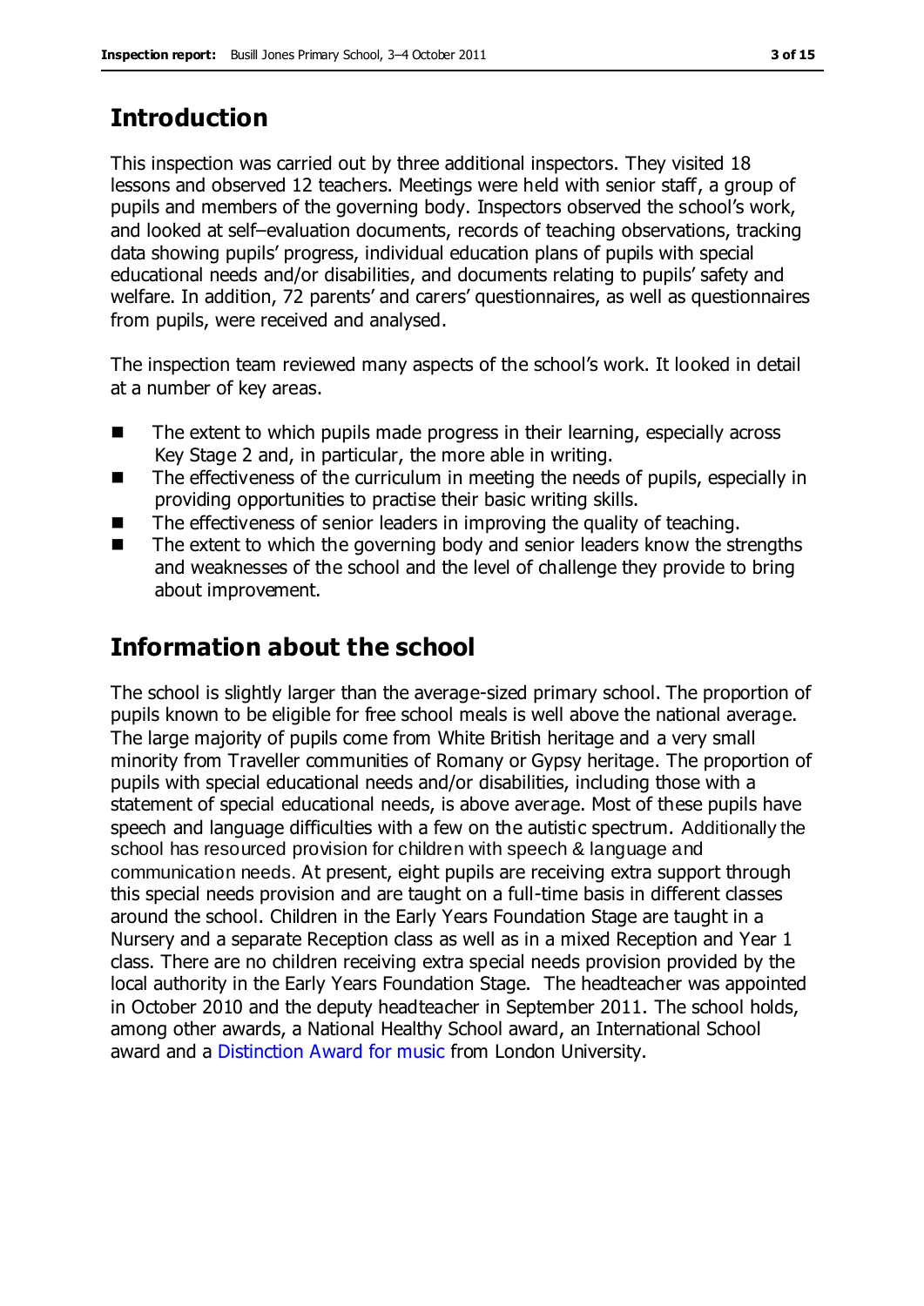## Introduction

This inspection was carried out by three additional inspectors. They visited 18 lessons and observed 12 teachers. Meetings were held with senior staff, a group of pupils and members of the governing body. Inspectors observed the school's work, and looked at self–evaluation documents, records of teaching observations, tracking data showing pupils' progress, individual education plans of pupils with special educational needs and/or disabilities, and documents relating to pupils' safety and welfare. In addition, 72 parents' and carers' questionnaires, as well as questionnaires from pupils, were received and analysed.

The inspection team reviewed many aspects of the school's work. It looked in detail at a number of key areas.

- The extent to which pupils made progress in their learning, especially across Key Stage 2 and, in particular, the more able in writing.
- The effectiveness of the curriculum in meeting the needs of pupils, especially in providing opportunities to practise their basic writing skills.
- The effectiveness of senior leaders in improving the quality of teaching.
- The extent to which the governing body and senior leaders know the strengths and weaknesses of the school and the level of challenge they provide to bring about improvement.

## Information about the school

The school is slightly larger than the average-sized primary school. The proportion of pupils known to be eligible for free school meals is well above the national average. The large majority of pupils come from White British heritage and a very small minority from Traveller communities of Romany or Gypsy heritage. The proportion of pupils with special educational needs and/or disabilities, including those with a statement of special educational needs, is above average. Most of these pupils have speech and language difficulties with a few on the autistic spectrum. Additionally the school has resourced provision for children with speech & language and communication needs. At present, eight pupils are receiving extra support through this special needs provision and are taught on a full-time basis in different classes around the school. Children in the Early Years Foundation Stage are taught in a Nursery and a separate Reception class as well as in a mixed Reception and Year 1 class. There are no children receiving extra special needs provision provided by the local authority in the Early Years Foundation Stage. The headteacher was appointed in October 2010 and the deputy headteacher in September 2011. The school holds, among other awards, a National Healthy School award, an International School award and a Distinction Award for music from London University.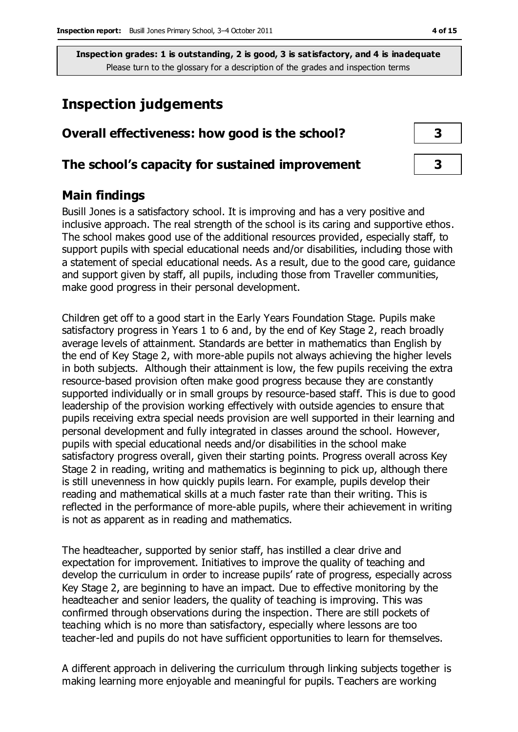**Inspection grades: 1 is outstanding, 2 is good, 3 is satisfactory, and 4 is inadequate**
Please turn to the glossary for a description of the grades and inspection terms

# Inspection judgements

| | |
|---|---|
| **Overall effectiveness: how good is the school?** | **3** |
| **The school's capacity for sustained improvement** | **3** |

## Main findings

Busill Jones is a satisfactory school. It is improving and has a very positive and inclusive approach. The real strength of the school is its caring and supportive ethos. The school makes good use of the additional resources provided, especially staff, to support pupils with special educational needs and/or disabilities, including those with a statement of special educational needs. As a result, due to the good care, guidance and support given by staff, all pupils, including those from Traveller communities, make good progress in their personal development.

Children get off to a good start in the Early Years Foundation Stage. Pupils make satisfactory progress in Years 1 to 6 and, by the end of Key Stage 2, reach broadly average levels of attainment. Standards are better in mathematics than English by the end of Key Stage 2, with more-able pupils not always achieving the higher levels in both subjects. Although their attainment is low, the few pupils receiving the extra resource-based provision often make good progress because they are constantly supported individually or in small groups by resource-based staff. This is due to good leadership of the provision working effectively with outside agencies to ensure that pupils receiving extra special needs provision are well supported in their learning and personal development and fully integrated in classes around the school. However, pupils with special educational needs and/or disabilities in the school make satisfactory progress overall, given their starting points. Progress overall across Key Stage 2 in reading, writing and mathematics is beginning to pick up, although there is still unevenness in how quickly pupils learn. For example, pupils develop their reading and mathematical skills at a much faster rate than their writing. This is reflected in the performance of more-able pupils, where their achievement in writing is not as apparent as in reading and mathematics.

The headteacher, supported by senior staff, has instilled a clear drive and expectation for improvement. Initiatives to improve the quality of teaching and develop the curriculum in order to increase pupils' rate of progress, especially across Key Stage 2, are beginning to have an impact. Due to effective monitoring by the headteacher and senior leaders, the quality of teaching is improving. This was confirmed through observations during the inspection. There are still pockets of teaching which is no more than satisfactory, especially where lessons are too teacher-led and pupils do not have sufficient opportunities to learn for themselves.

A different approach in delivering the curriculum through linking subjects together is making learning more enjoyable and meaningful for pupils. Teachers are working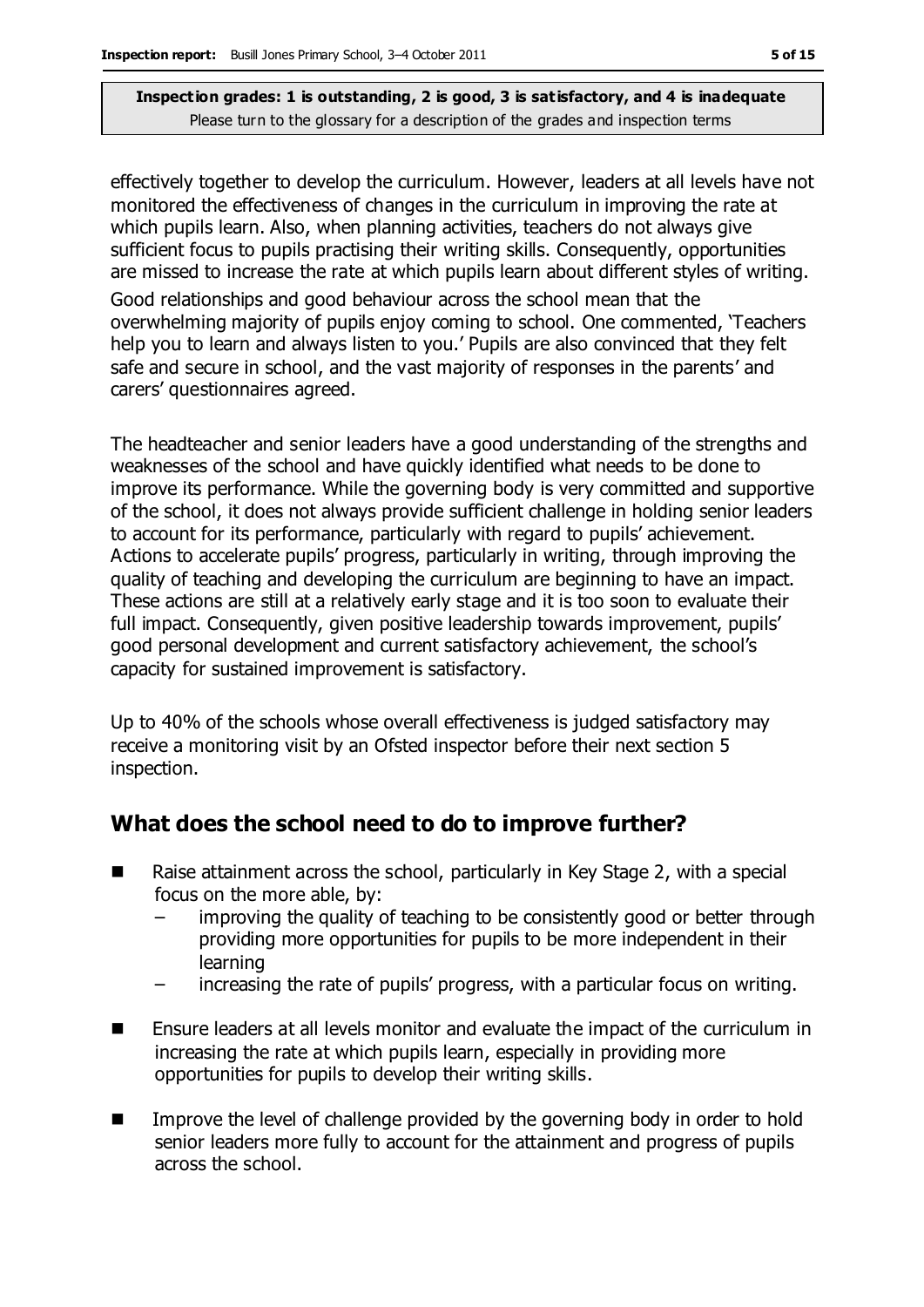effectively together to develop the curriculum. However, leaders at all levels have not monitored the effectiveness of changes in the curriculum in improving the rate at which pupils learn. Also, when planning activities, teachers do not always give sufficient focus to pupils practising their writing skills. Consequently, opportunities are missed to increase the rate at which pupils learn about different styles of writing.

Good relationships and good behaviour across the school mean that the overwhelming majority of pupils enjoy coming to school. One commented, 'Teachers help you to learn and always listen to you.' Pupils are also convinced that they felt safe and secure in school, and the vast majority of responses in the parents' and carers' questionnaires agreed.

The headteacher and senior leaders have a good understanding of the strengths and weaknesses of the school and have quickly identified what needs to be done to improve its performance. While the governing body is very committed and supportive of the school, it does not always provide sufficient challenge in holding senior leaders to account for its performance, particularly with regard to pupils' achievement. Actions to accelerate pupils' progress, particularly in writing, through improving the quality of teaching and developing the curriculum are beginning to have an impact. These actions are still at a relatively early stage and it is too soon to evaluate their full impact. Consequently, given positive leadership towards improvement, pupils' good personal development and current satisfactory achievement, the school's capacity for sustained improvement is satisfactory.

Up to 40% of the schools whose overall effectiveness is judged satisfactory may receive a monitoring visit by an Ofsted inspector before their next section 5 inspection.

## What does the school need to do to improve further?

- Raise attainment across the school, particularly in Key Stage 2, with a special focus on the more able, by:
  - improving the quality of teaching to be consistently good or better through providing more opportunities for pupils to be more independent in their learning
  - increasing the rate of pupils' progress, with a particular focus on writing.
- Ensure leaders at all levels monitor and evaluate the impact of the curriculum in increasing the rate at which pupils learn, especially in providing more opportunities for pupils to develop their writing skills.
- Improve the level of challenge provided by the governing body in order to hold senior leaders more fully to account for the attainment and progress of pupils across the school.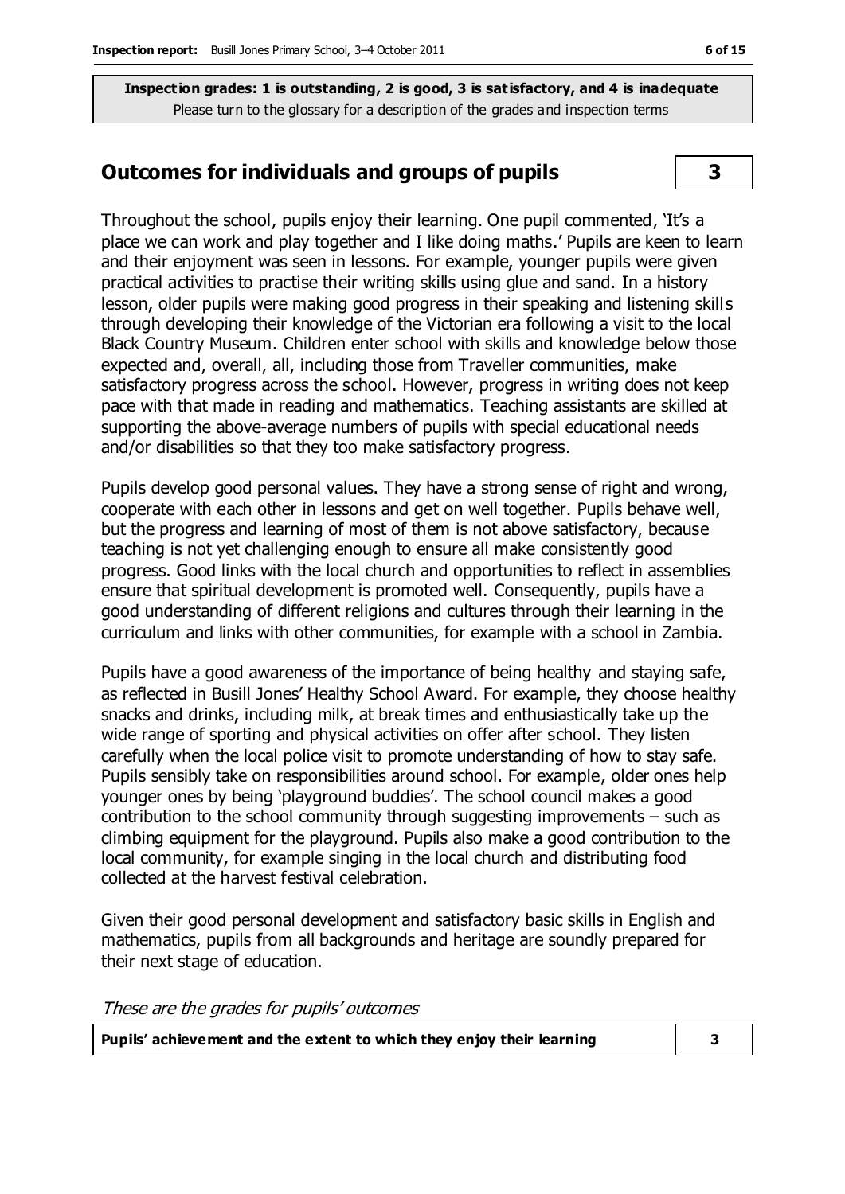**Inspection grades: 1 is outstanding, 2 is good, 3 is satisfactory, and 4 is inadequate**
Please turn to the glossary for a description of the grades and inspection terms

## Outcomes for individuals and groups of pupils — 3

Throughout the school, pupils enjoy their learning. One pupil commented, 'It's a place we can work and play together and I like doing maths.' Pupils are keen to learn and their enjoyment was seen in lessons. For example, younger pupils were given practical activities to practise their writing skills using glue and sand. In a history lesson, older pupils were making good progress in their speaking and listening skills through developing their knowledge of the Victorian era following a visit to the local Black Country Museum. Children enter school with skills and knowledge below those expected and, overall, all, including those from Traveller communities, make satisfactory progress across the school. However, progress in writing does not keep pace with that made in reading and mathematics. Teaching assistants are skilled at supporting the above-average numbers of pupils with special educational needs and/or disabilities so that they too make satisfactory progress.

Pupils develop good personal values. They have a strong sense of right and wrong, cooperate with each other in lessons and get on well together. Pupils behave well, but the progress and learning of most of them is not above satisfactory, because teaching is not yet challenging enough to ensure all make consistently good progress. Good links with the local church and opportunities to reflect in assemblies ensure that spiritual development is promoted well. Consequently, pupils have a good understanding of different religions and cultures through their learning in the curriculum and links with other communities, for example with a school in Zambia.

Pupils have a good awareness of the importance of being healthy and staying safe, as reflected in Busill Jones' Healthy School Award. For example, they choose healthy snacks and drinks, including milk, at break times and enthusiastically take up the wide range of sporting and physical activities on offer after school. They listen carefully when the local police visit to promote understanding of how to stay safe. Pupils sensibly take on responsibilities around school. For example, older ones help younger ones by being 'playground buddies'. The school council makes a good contribution to the school community through suggesting improvements – such as climbing equipment for the playground. Pupils also make a good contribution to the local community, for example singing in the local church and distributing food collected at the harvest festival celebration.

Given their good personal development and satisfactory basic skills in English and mathematics, pupils from all backgrounds and heritage are soundly prepared for their next stage of education.

*These are the grades for pupils' outcomes*

| | |
|---|---|
| **Pupils' achievement and the extent to which they enjoy their learning** | **3** |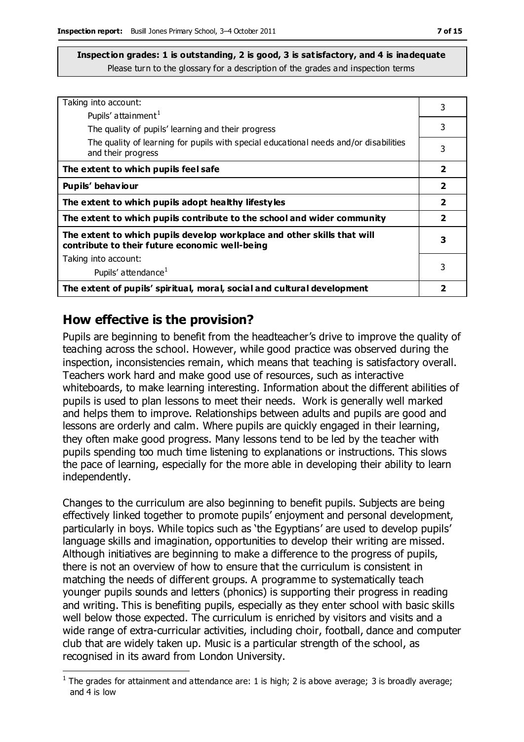**Inspection grades: 1 is outstanding, 2 is good, 3 is satisfactory, and 4 is inadequate**
Please turn to the glossary for a description of the grades and inspection terms

| | |
|---|---|
| Taking into account:<br>Pupils' attainment[1] | 3 |
| The quality of pupils' learning and their progress | 3 |
| The quality of learning for pupils with special educational needs and/or disabilities and their progress | 3 |
| **The extent to which pupils feel safe** | **2** |
| **Pupils' behaviour** | **2** |
| **The extent to which pupils adopt healthy lifestyles** | **2** |
| **The extent to which pupils contribute to the school and wider community** | **2** |
| **The extent to which pupils develop workplace and other skills that will contribute to their future economic well-being** | **3** |
| Taking into account:<br>Pupils' attendance[1] | 3 |
| **The extent of pupils' spiritual, moral, social and cultural development** | **2** |

## How effective is the provision?

Pupils are beginning to benefit from the headteacher's drive to improve the quality of teaching across the school. However, while good practice was observed during the inspection, inconsistencies remain, which means that teaching is satisfactory overall. Teachers work hard and make good use of resources, such as interactive whiteboards, to make learning interesting. Information about the different abilities of pupils is used to plan lessons to meet their needs. Work is generally well marked and helps them to improve. Relationships between adults and pupils are good and lessons are orderly and calm. Where pupils are quickly engaged in their learning, they often make good progress. Many lessons tend to be led by the teacher with pupils spending too much time listening to explanations or instructions. This slows the pace of learning, especially for the more able in developing their ability to learn independently.

Changes to the curriculum are also beginning to benefit pupils. Subjects are being effectively linked together to promote pupils' enjoyment and personal development, particularly in boys. While topics such as 'the Egyptians' are used to develop pupils' language skills and imagination, opportunities to develop their writing are missed. Although initiatives are beginning to make a difference to the progress of pupils, there is not an overview of how to ensure that the curriculum is consistent in matching the needs of different groups. A programme to systematically teach younger pupils sounds and letters (phonics) is supporting their progress in reading and writing. This is benefiting pupils, especially as they enter school with basic skills well below those expected. The curriculum is enriched by visitors and visits and a wide range of extra-curricular activities, including choir, football, dance and computer club that are widely taken up. Music is a particular strength of the school, as recognised in its award from London University.

[1] The grades for attainment and attendance are: 1 is high; 2 is above average; 3 is broadly average; and 4 is low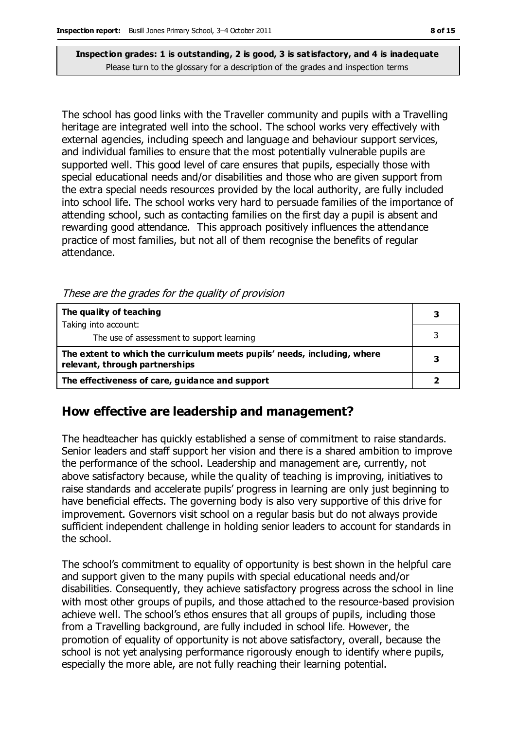**Inspection grades: 1 is outstanding, 2 is good, 3 is satisfactory, and 4 is inadequate**
Please turn to the glossary for a description of the grades and inspection terms

The school has good links with the Traveller community and pupils with a Travelling heritage are integrated well into the school. The school works very effectively with external agencies, including speech and language and behaviour support services, and individual families to ensure that the most potentially vulnerable pupils are supported well. This good level of care ensures that pupils, especially those with special educational needs and/or disabilities and those who are given support from the extra special needs resources provided by the local authority, are fully included into school life. The school works very hard to persuade families of the importance of attending school, such as contacting families on the first day a pupil is absent and rewarding good attendance. This approach positively influences the attendance practice of most families, but not all of them recognise the benefits of regular attendance.

*These are the grades for the quality of provision*

| | |
|---|---|
| **The quality of teaching** | **3** |
| Taking into account:<br>The use of assessment to support learning | 3 |
| **The extent to which the curriculum meets pupils' needs, including, where relevant, through partnerships** | **3** |
| **The effectiveness of care, guidance and support** | **2** |

## How effective are leadership and management?

The headteacher has quickly established a sense of commitment to raise standards. Senior leaders and staff support her vision and there is a shared ambition to improve the performance of the school. Leadership and management are, currently, not above satisfactory because, while the quality of teaching is improving, initiatives to raise standards and accelerate pupils' progress in learning are only just beginning to have beneficial effects. The governing body is also very supportive of this drive for improvement. Governors visit school on a regular basis but do not always provide sufficient independent challenge in holding senior leaders to account for standards in the school.

The school's commitment to equality of opportunity is best shown in the helpful care and support given to the many pupils with special educational needs and/or disabilities. Consequently, they achieve satisfactory progress across the school in line with most other groups of pupils, and those attached to the resource-based provision achieve well. The school's ethos ensures that all groups of pupils, including those from a Travelling background, are fully included in school life. However, the promotion of equality of opportunity is not above satisfactory, overall, because the school is not yet analysing performance rigorously enough to identify where pupils, especially the more able, are not fully reaching their learning potential.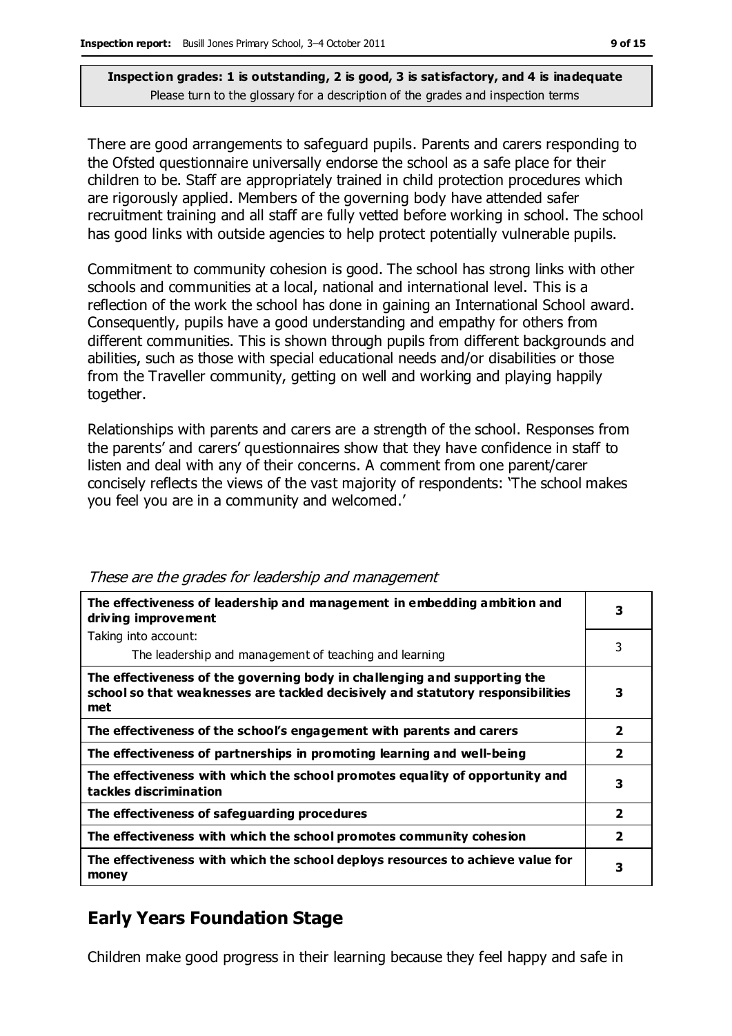**Inspection grades: 1 is outstanding, 2 is good, 3 is satisfactory, and 4 is inadequate**
Please turn to the glossary for a description of the grades and inspection terms

There are good arrangements to safeguard pupils. Parents and carers responding to the Ofsted questionnaire universally endorse the school as a safe place for their children to be. Staff are appropriately trained in child protection procedures which are rigorously applied. Members of the governing body have attended safer recruitment training and all staff are fully vetted before working in school. The school has good links with outside agencies to help protect potentially vulnerable pupils.

Commitment to community cohesion is good. The school has strong links with other schools and communities at a local, national and international level. This is a reflection of the work the school has done in gaining an International School award. Consequently, pupils have a good understanding and empathy for others from different communities. This is shown through pupils from different backgrounds and abilities, such as those with special educational needs and/or disabilities or those from the Traveller community, getting on well and working and playing happily together.

Relationships with parents and carers are a strength of the school. Responses from the parents' and carers' questionnaires show that they have confidence in staff to listen and deal with any of their concerns. A comment from one parent/carer concisely reflects the views of the vast majority of respondents: 'The school makes you feel you are in a community and welcomed.'

*These are the grades for leadership and management*

| | |
|---|---|
| **The effectiveness of leadership and management in embedding ambition and driving improvement** | **3** |
| Taking into account: The leadership and management of teaching and learning | 3 |
| **The effectiveness of the governing body in challenging and supporting the school so that weaknesses are tackled decisively and statutory responsibilities met** | **3** |
| **The effectiveness of the school's engagement with parents and carers** | **2** |
| **The effectiveness of partnerships in promoting learning and well-being** | **2** |
| **The effectiveness with which the school promotes equality of opportunity and tackles discrimination** | **3** |
| **The effectiveness of safeguarding procedures** | **2** |
| **The effectiveness with which the school promotes community cohesion** | **2** |
| **The effectiveness with which the school deploys resources to achieve value for money** | **3** |

## Early Years Foundation Stage

Children make good progress in their learning because they feel happy and safe in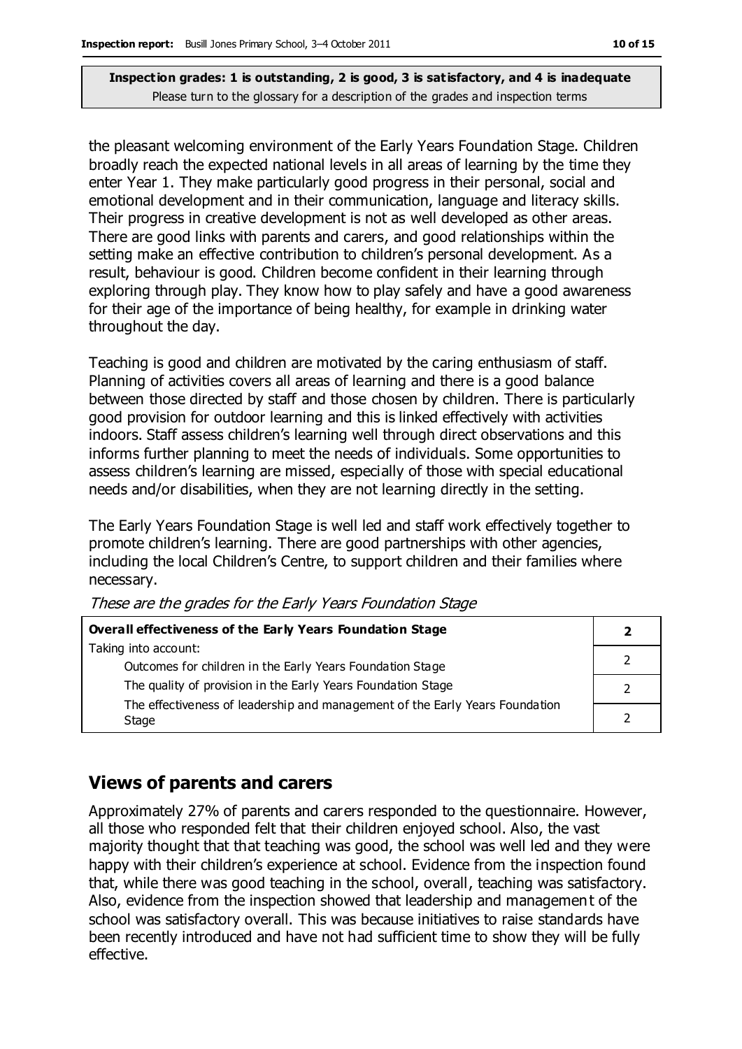the pleasant welcoming environment of the Early Years Foundation Stage. Children broadly reach the expected national levels in all areas of learning by the time they enter Year 1. They make particularly good progress in their personal, social and emotional development and in their communication, language and literacy skills. Their progress in creative development is not as well developed as other areas. There are good links with parents and carers, and good relationships within the setting make an effective contribution to children's personal development. As a result, behaviour is good. Children become confident in their learning through exploring through play. They know how to play safely and have a good awareness for their age of the importance of being healthy, for example in drinking water throughout the day.

Teaching is good and children are motivated by the caring enthusiasm of staff. Planning of activities covers all areas of learning and there is a good balance between those directed by staff and those chosen by children. There is particularly good provision for outdoor learning and this is linked effectively with activities indoors. Staff assess children's learning well through direct observations and this informs further planning to meet the needs of individuals. Some opportunities to assess children's learning are missed, especially of those with special educational needs and/or disabilities, when they are not learning directly in the setting.

The Early Years Foundation Stage is well led and staff work effectively together to promote children's learning. There are good partnerships with other agencies, including the local Children's Centre, to support children and their families where necessary.

*These are the grades for the Early Years Foundation Stage*

| **Overall effectiveness of the Early Years Foundation Stage** | **2** |
|---|---|
| Taking into account:<br>Outcomes for children in the Early Years Foundation Stage | 2 |
| The quality of provision in the Early Years Foundation Stage | 2 |
| The effectiveness of leadership and management of the Early Years Foundation Stage | 2 |

## Views of parents and carers

Approximately 27% of parents and carers responded to the questionnaire. However, all those who responded felt that their children enjoyed school. Also, the vast majority thought that that teaching was good, the school was well led and they were happy with their children's experience at school. Evidence from the inspection found that, while there was good teaching in the school, overall, teaching was satisfactory. Also, evidence from the inspection showed that leadership and management of the school was satisfactory overall. This was because initiatives to raise standards have been recently introduced and have not had sufficient time to show they will be fully effective.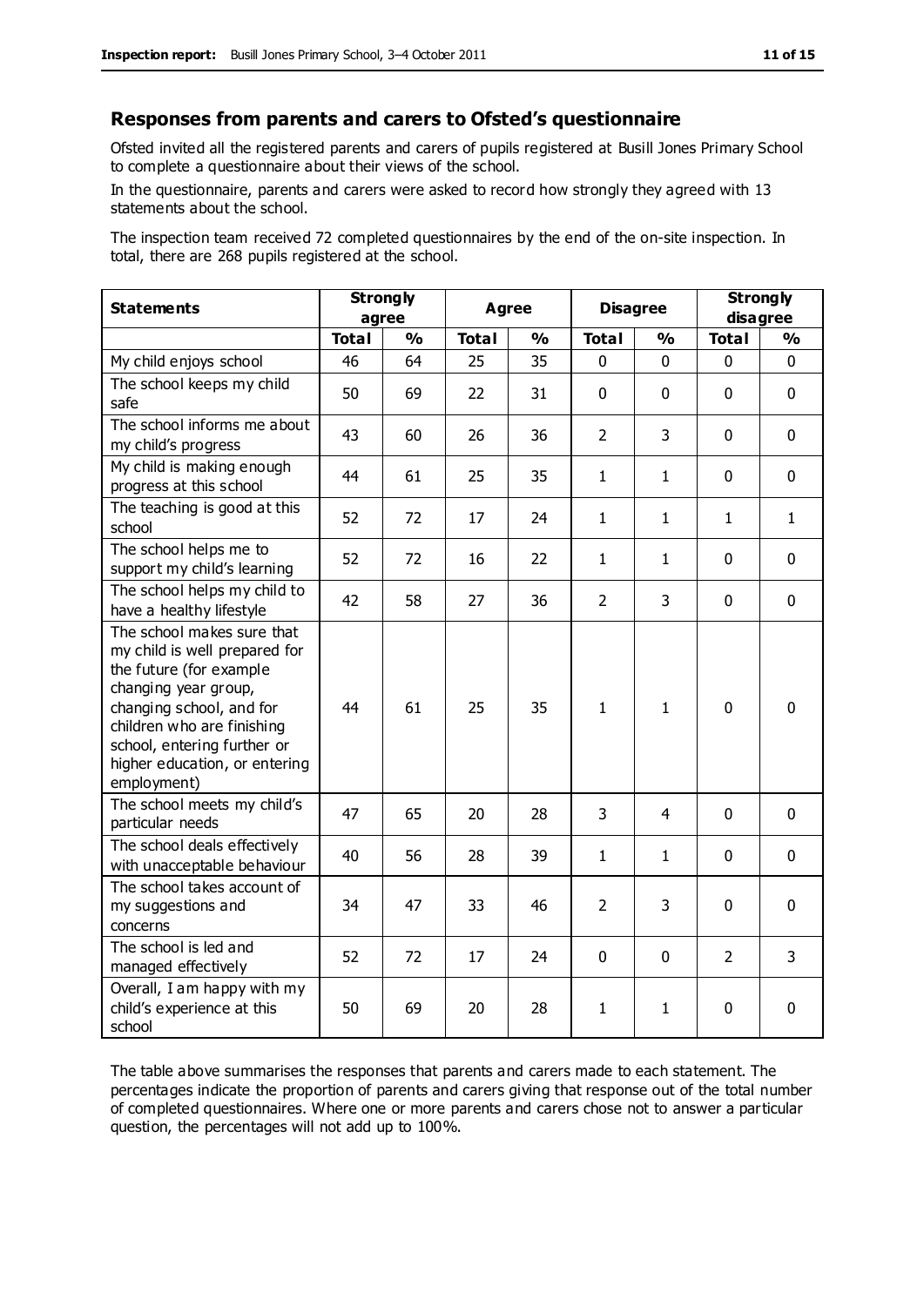## Responses from parents and carers to Ofsted's questionnaire

Ofsted invited all the registered parents and carers of pupils registered at Busill Jones Primary School to complete a questionnaire about their views of the school.

In the questionnaire, parents and carers were asked to record how strongly they agreed with 13 statements about the school.

The inspection team received 72 completed questionnaires by the end of the on-site inspection. In total, there are 268 pupils registered at the school.

| Statements | Strongly agree | | Agree | | Disagree | | Strongly disagree | |
|---|---|---|---|---|---|---|---|---|
| | Total | % | Total | % | Total | % | Total | % |
| My child enjoys school | 46 | 64 | 25 | 35 | 0 | 0 | 0 | 0 |
| The school keeps my child safe | 50 | 69 | 22 | 31 | 0 | 0 | 0 | 0 |
| The school informs me about my child's progress | 43 | 60 | 26 | 36 | 2 | 3 | 0 | 0 |
| My child is making enough progress at this school | 44 | 61 | 25 | 35 | 1 | 1 | 0 | 0 |
| The teaching is good at this school | 52 | 72 | 17 | 24 | 1 | 1 | 1 | 1 |
| The school helps me to support my child's learning | 52 | 72 | 16 | 22 | 1 | 1 | 0 | 0 |
| The school helps my child to have a healthy lifestyle | 42 | 58 | 27 | 36 | 2 | 3 | 0 | 0 |
| The school makes sure that my child is well prepared for the future (for example changing year group, changing school, and for children who are finishing school, entering further or higher education, or entering employment) | 44 | 61 | 25 | 35 | 1 | 1 | 0 | 0 |
| The school meets my child's particular needs | 47 | 65 | 20 | 28 | 3 | 4 | 0 | 0 |
| The school deals effectively with unacceptable behaviour | 40 | 56 | 28 | 39 | 1 | 1 | 0 | 0 |
| The school takes account of my suggestions and concerns | 34 | 47 | 33 | 46 | 2 | 3 | 0 | 0 |
| The school is led and managed effectively | 52 | 72 | 17 | 24 | 0 | 0 | 2 | 3 |
| Overall, I am happy with my child's experience at this school | 50 | 69 | 20 | 28 | 1 | 1 | 0 | 0 |

The table above summarises the responses that parents and carers made to each statement. The percentages indicate the proportion of parents and carers giving that response out of the total number of completed questionnaires. Where one or more parents and carers chose not to answer a particular question, the percentages will not add up to 100%.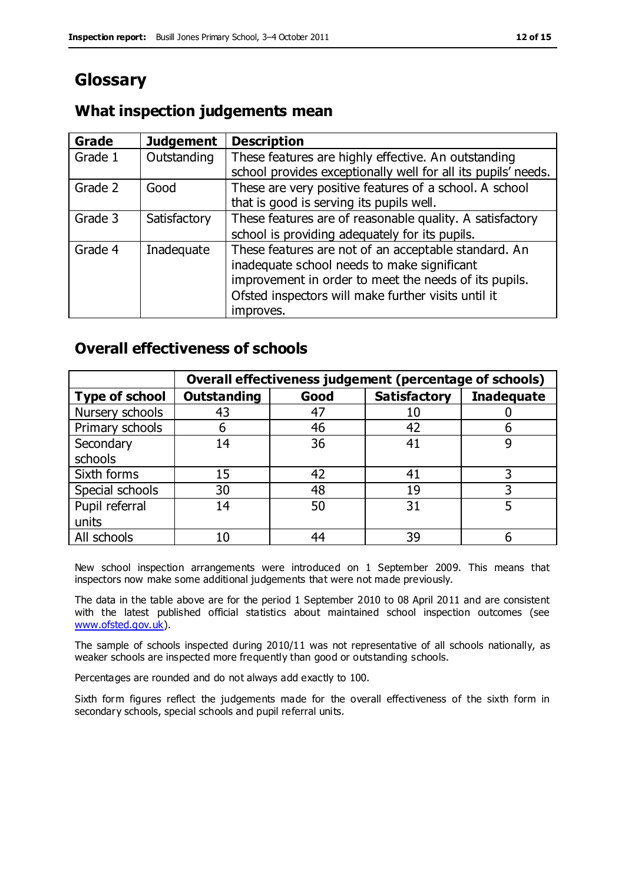# Glossary

## What inspection judgements mean

| Grade | Judgement | Description |
|---|---|---|
| Grade 1 | Outstanding | These features are highly effective. An outstanding school provides exceptionally well for all its pupils' needs. |
| Grade 2 | Good | These are very positive features of a school. A school that is good is serving its pupils well. |
| Grade 3 | Satisfactory | These features are of reasonable quality. A satisfactory school is providing adequately for its pupils. |
| Grade 4 | Inadequate | These features are not of an acceptable standard. An inadequate school needs to make significant improvement in order to meet the needs of its pupils. Ofsted inspectors will make further visits until it improves. |

## Overall effectiveness of schools

| | Overall effectiveness judgement (percentage of schools) | | | |
|---|---|---|---|---|
| **Type of school** | **Outstanding** | **Good** | **Satisfactory** | **Inadequate** |
| Nursery schools | 43 | 47 | 10 | 0 |
| Primary schools | 6 | 46 | 42 | 6 |
| Secondary schools | 14 | 36 | 41 | 9 |
| Sixth forms | 15 | 42 | 41 | 3 |
| Special schools | 30 | 48 | 19 | 3 |
| Pupil referral units | 14 | 50 | 31 | 5 |
| All schools | 10 | 44 | 39 | 6 |

New school inspection arrangements were introduced on 1 September 2009. This means that inspectors now make some additional judgements that were not made previously.

The data in the table above are for the period 1 September 2010 to 08 April 2011 and are consistent with the latest published official statistics about maintained school inspection outcomes (see www.ofsted.gov.uk).

The sample of schools inspected during 2010/11 was not representative of all schools nationally, as weaker schools are inspected more frequently than good or outstanding schools.

Percentages are rounded and do not always add exactly to 100.

Sixth form figures reflect the judgements made for the overall effectiveness of the sixth form in secondary schools, special schools and pupil referral units.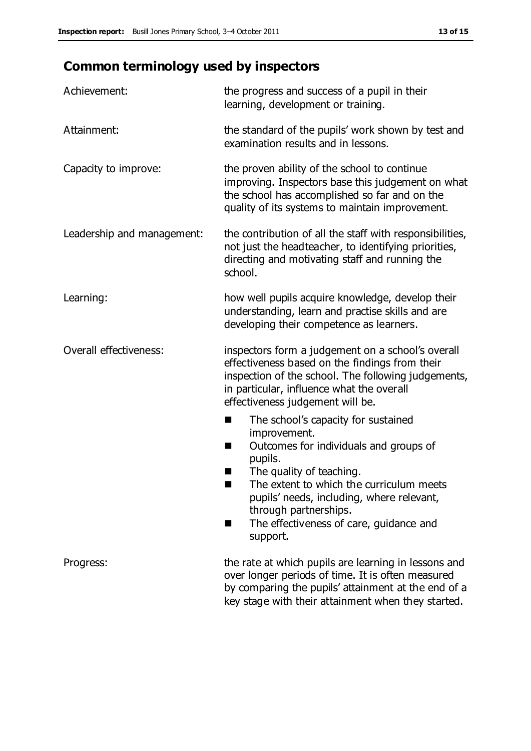## Common terminology used by inspectors

| | |
|---|---|
| Achievement: | the progress and success of a pupil in their learning, development or training. |
| Attainment: | the standard of the pupils' work shown by test and examination results and in lessons. |
| Capacity to improve: | the proven ability of the school to continue improving. Inspectors base this judgement on what the school has accomplished so far and on the quality of its systems to maintain improvement. |
| Leadership and management: | the contribution of all the staff with responsibilities, not just the headteacher, to identifying priorities, directing and motivating staff and running the school. |
| Learning: | how well pupils acquire knowledge, develop their understanding, learn and practise skills and are developing their competence as learners. |
| Overall effectiveness: | inspectors form a judgement on a school's overall effectiveness based on the findings from their inspection of the school. The following judgements, in particular, influence what the overall effectiveness judgement will be.<br>■ The school's capacity for sustained improvement.<br>■ Outcomes for individuals and groups of pupils.<br>■ The quality of teaching.<br>■ The extent to which the curriculum meets pupils' needs, including, where relevant, through partnerships.<br>■ The effectiveness of care, guidance and support. |
| Progress: | the rate at which pupils are learning in lessons and over longer periods of time. It is often measured by comparing the pupils' attainment at the end of a key stage with their attainment when they started. |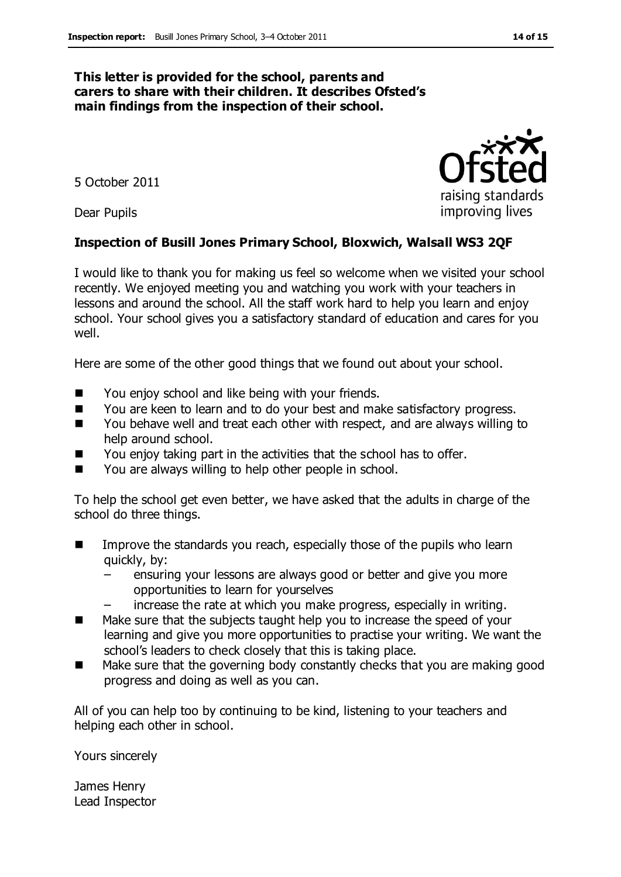**This letter is provided for the school, parents and carers to share with their children. It describes Ofsted's main findings from the inspection of their school.**

5 October 2011

Dear Pupils

**Inspection of Busill Jones Primary School, Bloxwich, Walsall WS3 2QF**

I would like to thank you for making us feel so welcome when we visited your school recently. We enjoyed meeting you and watching you work with your teachers in lessons and around the school. All the staff work hard to help you learn and enjoy school. Your school gives you a satisfactory standard of education and cares for you well.

Here are some of the other good things that we found out about your school.

- You enjoy school and like being with your friends.
- You are keen to learn and to do your best and make satisfactory progress.
- You behave well and treat each other with respect, and are always willing to help around school.
- You enjoy taking part in the activities that the school has to offer.
- You are always willing to help other people in school.

To help the school get even better, we have asked that the adults in charge of the school do three things.

- Improve the standards you reach, especially those of the pupils who learn quickly, by:
  - ensuring your lessons are always good or better and give you more opportunities to learn for yourselves
  - increase the rate at which you make progress, especially in writing.
- Make sure that the subjects taught help you to increase the speed of your learning and give you more opportunities to practise your writing. We want the school's leaders to check closely that this is taking place.
- Make sure that the governing body constantly checks that you are making good progress and doing as well as you can.

All of you can help too by continuing to be kind, listening to your teachers and helping each other in school.

Yours sincerely

James Henry
Lead Inspector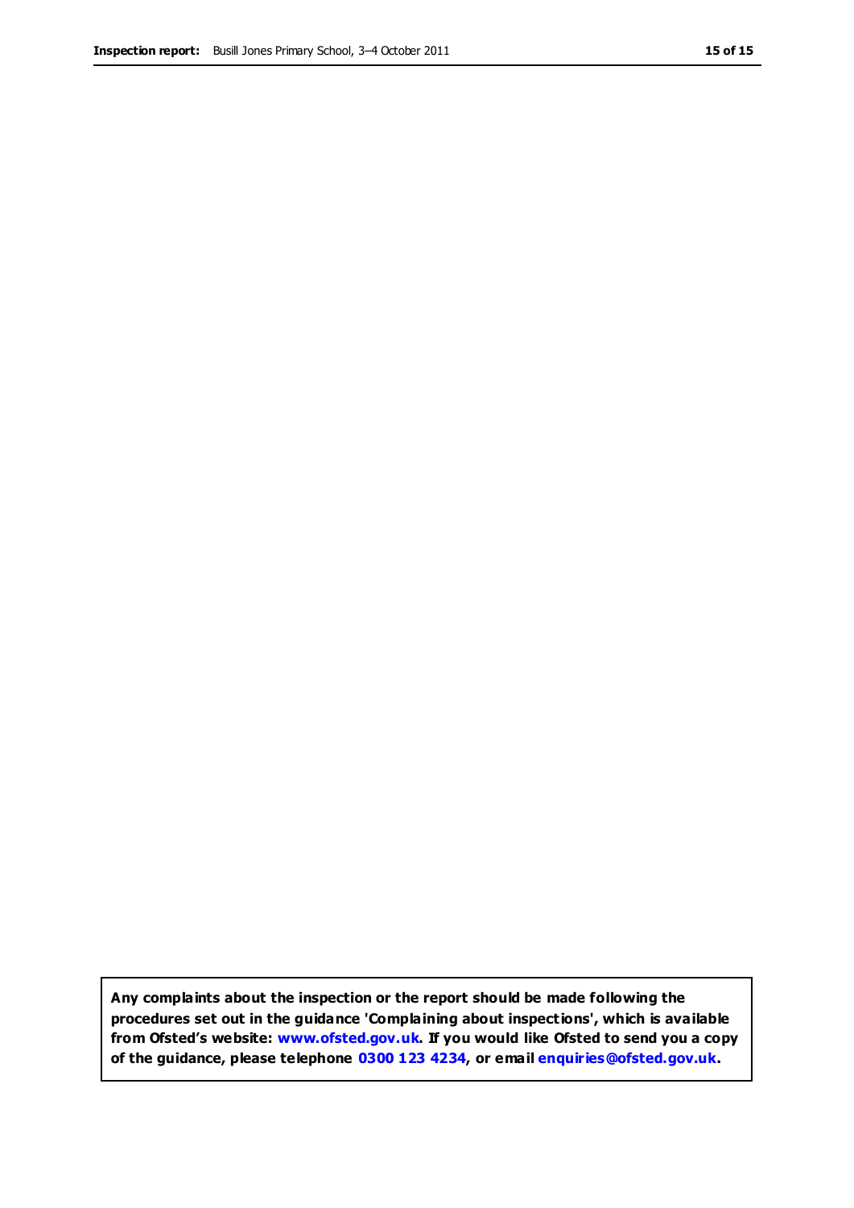**Any complaints about the inspection or the report should be made following the procedures set out in the guidance 'Complaining about inspections', which is available from Ofsted's website: www.ofsted.gov.uk. If you would like Ofsted to send you a copy of the guidance, please telephone 0300 123 4234, or email enquiries@ofsted.gov.uk.**